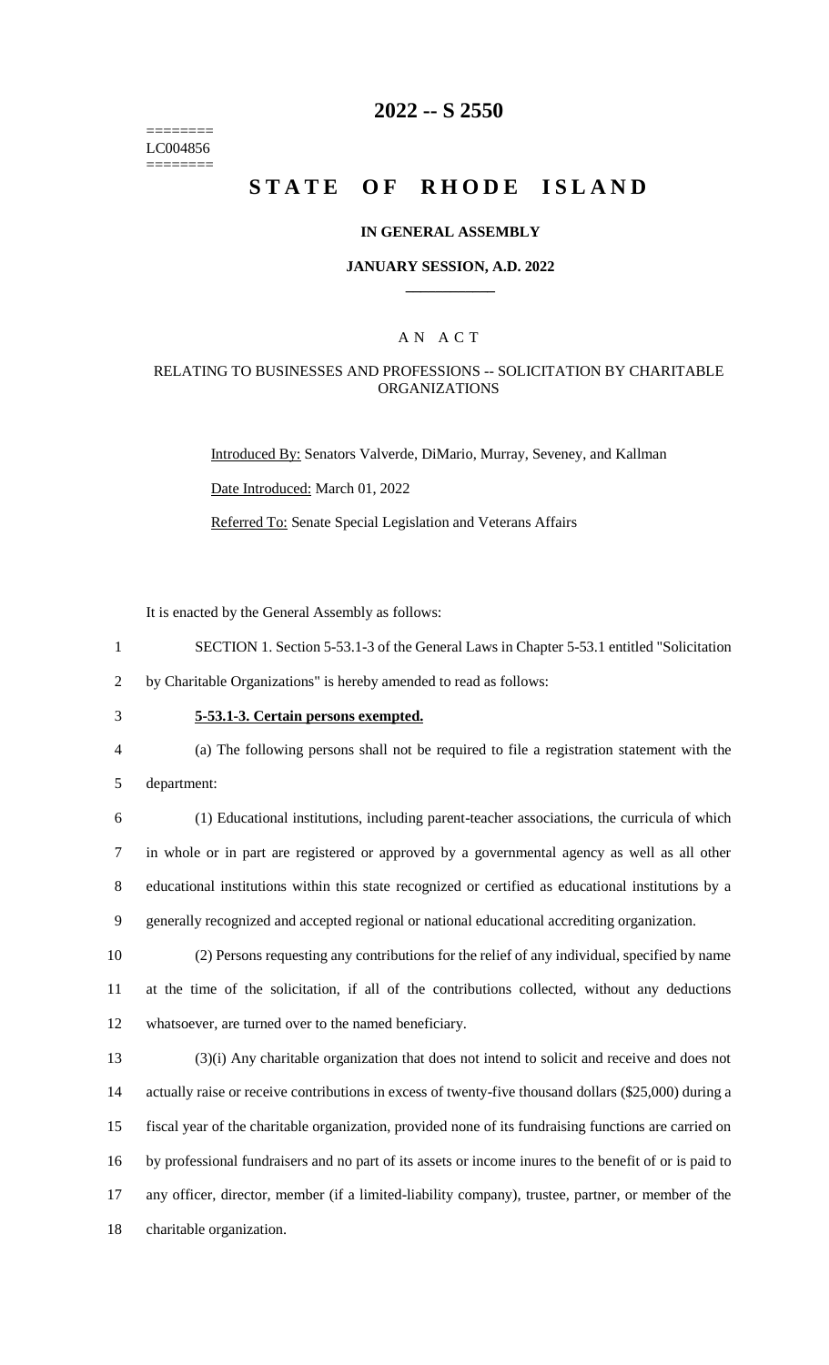======== LC004856 ========

# 2022 -- S 2550

# STATE OF RHODE ISLAND

## IN GENERAL ASSEMBLY

### JANUARY SESSION, A.D. 2022

## A N A C T

### RELATING TO BUSINESSES AND PROFESSIONS -- SOLICITATION BY CHARITABLE ORGANIZATIONS

Introduced By: Senators Valverde, DiMario, Murray, Seveney, and Kallman

Date Introduced: March 01, 2022

Referred To: Senate Special Legislation and Veterans Affairs

It is enacted by the General Assembly as follows:

SECTION 1. Section 5-53.1-3 of the General Laws in Chapter 5-53.1 entitled "Solicitation by Charitable Organizations" is hereby amended to read as follows:

**5-53.1-3. Certain persons exempted.**

(a) The following persons shall not be required to file a registration statement with the department:

(1) Educational institutions, including parent-teacher associations, the curricula of which in whole or in part are registered or approved by a governmental agency as well as all other educational institutions within this state recognized or certified as educational institutions by a generally recognized and accepted regional or national educational accrediting organization.

(2) Persons requesting any contributions for the relief of any individual, specified by name at the time of the solicitation, if all of the contributions collected, without any deductions whatsoever, are turned over to the named beneficiary.

(3)(i) Any charitable organization that does not intend to solicit and receive and does not actually raise or receive contributions in excess of twenty-five thousand dollars ($25,000) during a fiscal year of the charitable organization, provided none of its fundraising functions are carried on by professional fundraisers and no part of its assets or income inures to the benefit of or is paid to any officer, director, member (if a limited-liability company), trustee, partner, or member of the charitable organization.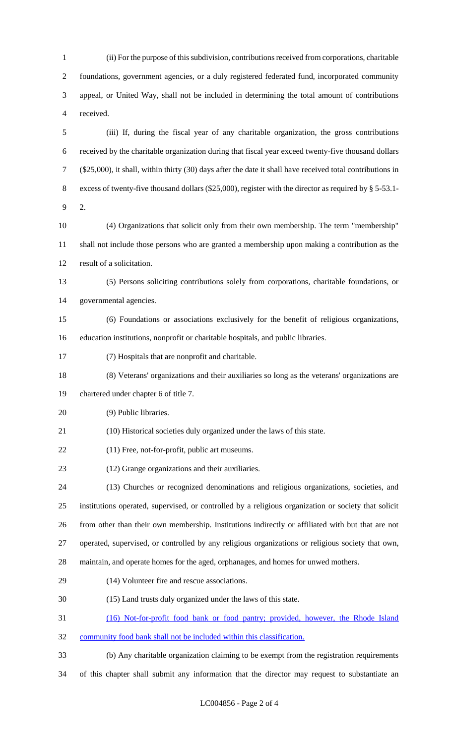(ii) For the purpose of this subdivision, contributions received from corporations, charitable foundations, government agencies, or a duly registered federated fund, incorporated community appeal, or United Way, shall not be included in determining the total amount of contributions received.

(iii) If, during the fiscal year of any charitable organization, the gross contributions received by the charitable organization during that fiscal year exceed twenty-five thousand dollars ($25,000), it shall, within thirty (30) days after the date it shall have received total contributions in excess of twenty-five thousand dollars ($25,000), register with the director as required by § 5-53.1-2.

(4) Organizations that solicit only from their own membership. The term "membership" shall not include those persons who are granted a membership upon making a contribution as the result of a solicitation.

(5) Persons soliciting contributions solely from corporations, charitable foundations, or governmental agencies.

(6) Foundations or associations exclusively for the benefit of religious organizations, education institutions, nonprofit or charitable hospitals, and public libraries.

(7) Hospitals that are nonprofit and charitable.

(8) Veterans' organizations and their auxiliaries so long as the veterans' organizations are chartered under chapter 6 of title 7.

(9) Public libraries.

(10) Historical societies duly organized under the laws of this state.

(11) Free, not-for-profit, public art museums.

(12) Grange organizations and their auxiliaries.

(13) Churches or recognized denominations and religious organizations, societies, and institutions operated, supervised, or controlled by a religious organization or society that solicit from other than their own membership. Institutions indirectly or affiliated with but that are not operated, supervised, or controlled by any religious organizations or religious society that own, maintain, and operate homes for the aged, orphanages, and homes for unwed mothers.

(14) Volunteer fire and rescue associations.

(15) Land trusts duly organized under the laws of this state.

<u>(16) Not-for-profit food bank or food pantry; provided, however, the Rhode Island community food bank shall not be included within this classification.</u>

(b) Any charitable organization claiming to be exempt from the registration requirements of this chapter shall submit any information that the director may request to substantiate an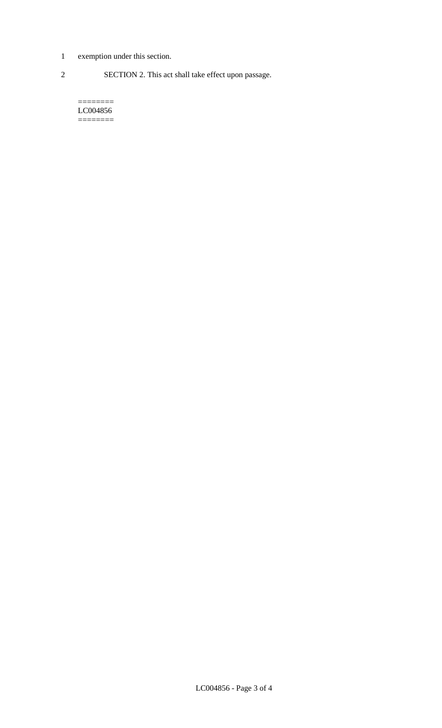exemption under this section.

SECTION 2. This act shall take effect upon passage.

========
LC004856
========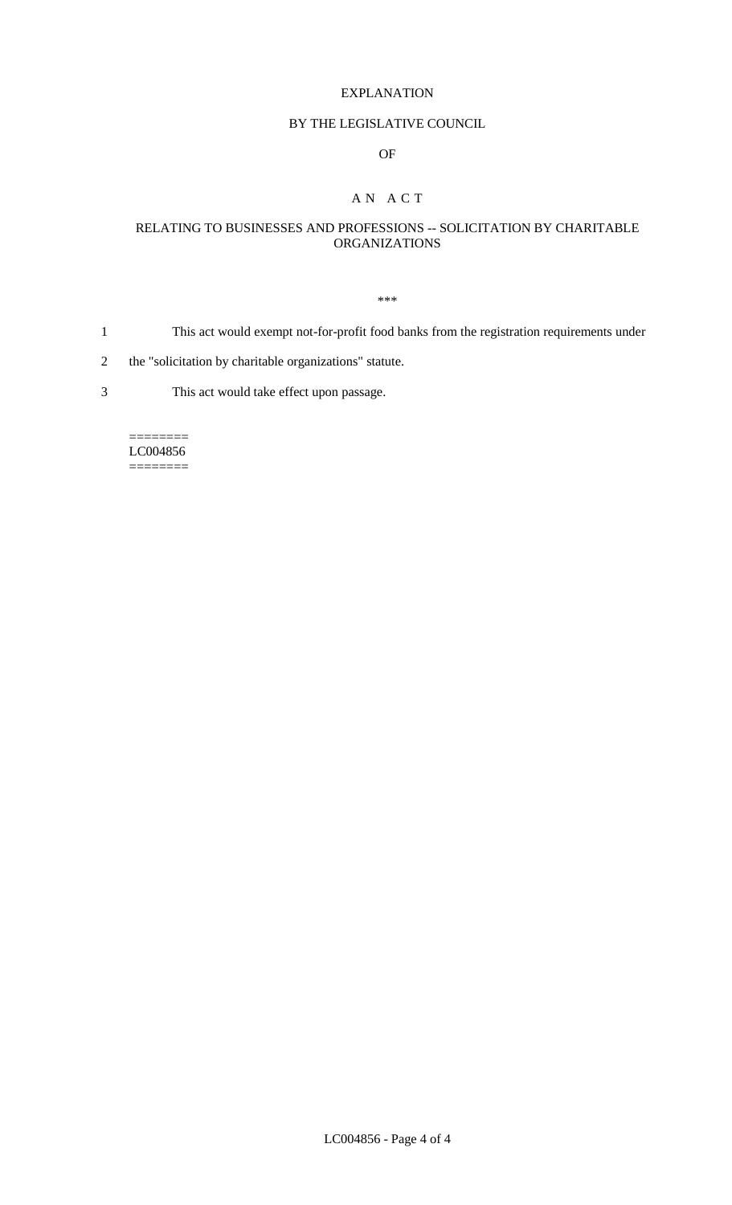# EXPLANATION

## BY THE LEGISLATIVE COUNCIL

### OF

## A N A C T

### RELATING TO BUSINESSES AND PROFESSIONS -- SOLICITATION BY CHARITABLE ORGANIZATIONS

***

1 This act would exempt not-for-profit food banks from the registration requirements under
2 the "solicitation by charitable organizations" statute.
3 This act would take effect upon passage.

========
LC004856
========